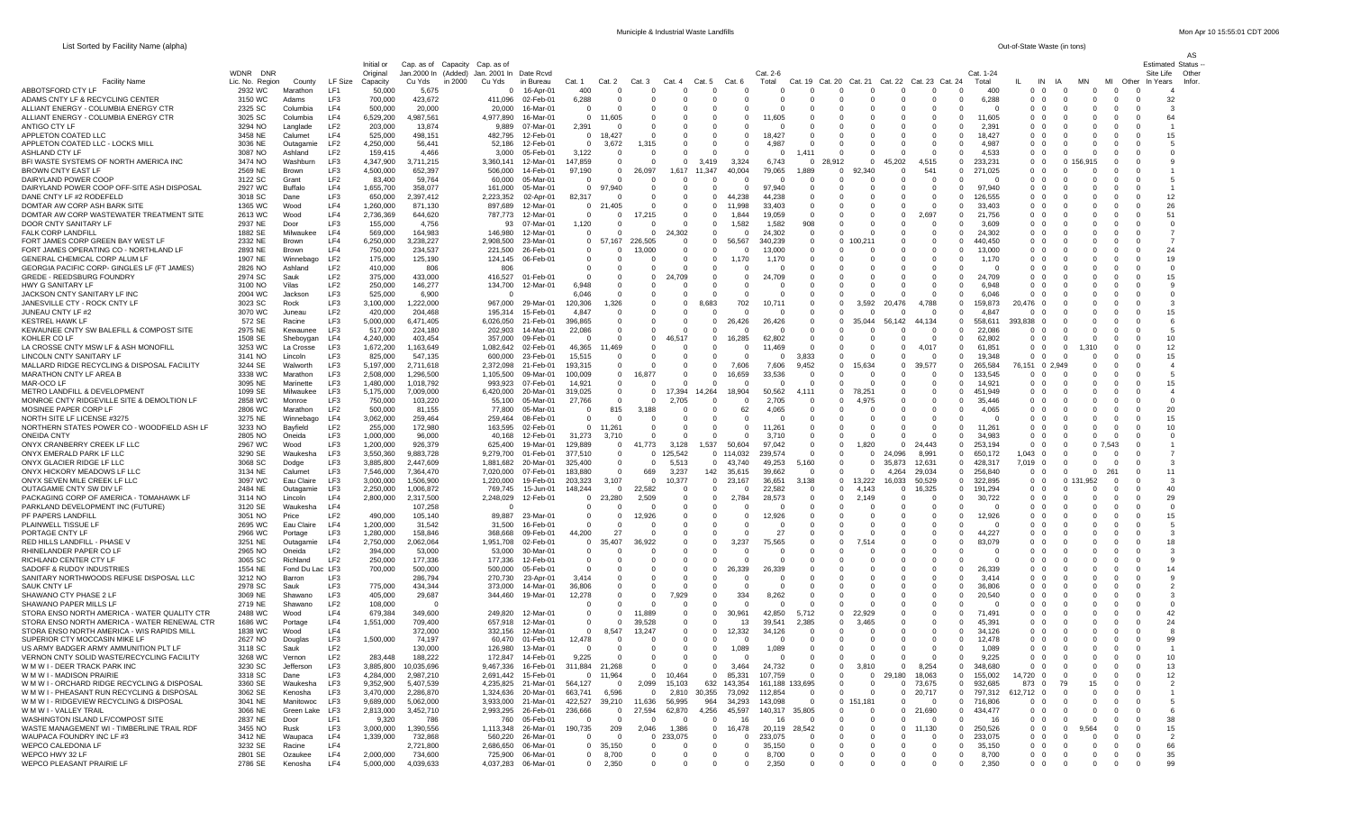# Municiple & Industrial Waste Landfills

List Sorted by Facility Name (alpha)

Out-of-State Waste (in tons)

| Facility Name | WDNR Lic. No. | DNR Region | County | LF Size | Initial or Original Capacity | Cap. as of Jan.2000 In Cu Yds | Capacity (Added) in 2000 | Cap. as of Jan. 2001 In Cu Yds | Date Rcvd in Bureau | Cat. 1 | Cat. 2 | Cat. 3 | Cat. 4 | Cat. 5 | Cat. 6 | Cat. 2-6 Total | Cat. 19 | Cat. 20 | Cat. 21 | Cat. 22 | Cat. 23 | Cat. 24 | Cat. 1-24 Total | IL | IN | IA | MN | MI | Other | Estimated Site Life In Years | AS Status -- Other Infor. |
|---|---|---|---|---|---|---|---|---|---|---|---|---|---|---|---|---|---|---|---|---|---|---|---|---|---|---|---|---|---|---|---|
| ABBOTSFORD CTY LF | 2932 | WC | Marathon | LF1 | 50,000 | 5,675 | | 0 | 16-Apr-01 | 400 | 0 | 0 | 0 | 0 | 0 | 0 | 0 | 0 | 0 | 0 | 0 | 0 | 400 | 0 | 0 | 0 | 0 | 0 | 0 | 4 | |
| ADAMS CNTY LF & RECYCLING CENTER | 3150 | WC | Adams | LF3 | 700,000 | 423,672 | | 411,096 | 02-Feb-01 | 6,288 | 0 | 0 | 0 | 0 | 0 | 0 | 0 | 0 | 0 | 0 | 0 | 0 | 6,288 | 0 | 0 | 0 | 0 | 0 | 0 | 32 | |
| ALLIANT ENERGY - COLUMBIA ENERGY CTR | 2325 | SC | Columbia | LF4 | 500,000 | 20,000 | | 20,000 | 16-Mar-01 | 0 | 0 | 0 | 0 | 0 | 0 | 0 | 0 | 0 | 0 | 0 | 0 | 0 | 0 | 0 | 0 | 0 | 0 | 0 | 0 | 3 | |
| ALLIANT ENERGY - COLUMBIA ENERGY CTR | 3025 | SC | Columbia | LF4 | 6,529,200 | 4,987,561 | | 4,977,890 | 16-Mar-01 | 0 | 11,605 | 0 | 0 | 0 | 0 | 11,605 | 0 | 0 | 0 | 0 | 0 | 0 | 11,605 | 0 | 0 | 0 | 0 | 0 | 0 | 64 | |
| ANTIGO CTY LF | 3294 | NO | Langlade | LF2 | 203,000 | 13,874 | | 9,889 | 07-Mar-01 | 2,391 | 0 | 0 | 0 | 0 | 0 | 0 | 0 | 0 | 0 | 0 | 0 | 0 | 2,391 | 0 | 0 | 0 | 0 | 0 | 0 | 1 | |
| APPLETON COATED LLC | 3458 | NE | Calumet | LF4 | 525,000 | 498,151 | | 482,795 | 12-Feb-01 | 0 | 18,427 | 0 | 0 | 0 | 0 | 18,427 | 0 | 0 | 0 | 0 | 0 | 0 | 18,427 | 0 | 0 | 0 | 0 | 0 | 0 | 15 | |
| APPLETON COATED LLC - LOCKS MILL | 3036 | NE | Outagamie | LF2 | 4,250,000 | 56,441 | | 52,186 | 12-Feb-01 | 0 | 3,672 | 1,315 | 0 | 0 | 0 | 4,987 | 0 | 0 | 0 | 0 | 0 | 0 | 4,987 | 0 | 0 | 0 | 0 | 0 | 0 | 5 | |
| ASHLAND CTY LF | 3087 | NO | Ashland | LF2 | 159,415 | 4,466 | | 3,000 | 05-Feb-01 | 3,122 | 0 | 0 | 0 | 0 | 0 | 0 | 1,411 | 0 | 0 | 0 | 0 | 0 | 4,533 | 0 | 0 | 0 | 0 | 0 | 0 | 0 | |
| BFI WASTE SYSTEMS OF NORTH AMERICA INC | 3474 | NO | Washburn | LF3 | 4,347,900 | 3,711,215 | | 3,360,141 | 12-Mar-01 | 147,859 | 0 | 0 | 0 | 3,419 | 3,324 | 6,743 | 0 | 28,912 | 0 | 45,202 | 4,515 | 0 | 233,231 | 0 | 0 | 0 | 156,915 | 0 | 0 | 9 | |
| BROWN CNTY EAST LF | 2569 | NE | Brown | LF3 | 4,500,000 | 652,397 | | 506,000 | 14-Feb-01 | 97,190 | 0 | 26,097 | 1,617 | 11,347 | 40,004 | 79,065 | 1,889 | 0 | 92,340 | 0 | 541 | 0 | 271,025 | 0 | 0 | 0 | 0 | 0 | 0 | 1 | |
| DAIRYLAND POWER COOP | 3122 | SC | Grant | LF2 | 83,400 | 59,764 | | 60,000 | 05-Mar-01 | 0 | 0 | 0 | 0 | 0 | 0 | 0 | 0 | 0 | 0 | 0 | 0 | 0 | 0 | 0 | 0 | 0 | 0 | 0 | 0 | 5 | |
| DAIRYLAND POWER COOP OFF-SITE ASH DISPOSAL | 2927 | WC | Buffalo | LF4 | 1,655,700 | 358,077 | | 161,000 | 05-Mar-01 | 0 | 97,940 | 0 | 0 | 0 | 0 | 97,940 | 0 | 0 | 0 | 0 | 0 | 0 | 97,940 | 0 | 0 | 0 | 0 | 0 | 0 | 1 | |
| DANE CNTY LF #2 RODEFELD | 3018 | SC | Dane | LF3 | 650,000 | 2,397,412 | | 2,223,352 | 02-Apr-01 | 82,317 | 0 | 0 | 0 | 0 | 44,238 | 44,238 | 0 | 0 | 0 | 0 | 0 | 0 | 126,555 | 0 | 0 | 0 | 0 | 0 | 0 | 12 | |
| DOMTAR AW CORP ASH BARK SITE | 1365 | WC | Wood | LF4 | 1,260,000 | 871,130 | | 897,689 | 12-Mar-01 | 0 | 21,405 | 0 | 0 | 0 | 11,998 | 33,403 | 0 | 0 | 0 | 0 | 0 | 0 | 33,403 | 0 | 0 | 0 | 0 | 0 | 0 | 26 | |
| DOMTAR AW CORP WASTEWATER TREATMENT SITE | 2613 | WC | Wood | LF4 | 2,736,369 | 644,620 | | 787,773 | 12-Mar-01 | 0 | 0 | 17,215 | 0 | 0 | 1,844 | 19,059 | 0 | 0 | 0 | 0 | 2,697 | 0 | 21,756 | 0 | 0 | 0 | 0 | 0 | 0 | 51 | |
| DOOR CNTY SANITARY LF | 2937 | NE | Door | LF3 | 155,000 | 4,756 | | 93 | 07-Mar-01 | 1,120 | 0 | 0 | 0 | 0 | 1,582 | 1,582 | 908 | 0 | 0 | 0 | 0 | 0 | 3,609 | 0 | 0 | 0 | 0 | 0 | 0 | 0 | |
| FALK CORP LANDFILL | 1882 | SE | Milwaukee | LF4 | 569,000 | 164,983 | | 146,980 | 12-Mar-01 | 0 | 0 | 0 | 24,302 | 0 | 0 | 24,302 | 0 | 0 | 0 | 0 | 0 | 0 | 24,302 | 0 | 0 | 0 | 0 | 0 | 0 | 7 | |
| FORT JAMES CORP GREEN BAY WEST LF | 2332 | NE | Brown | LF4 | 6,250,000 | 3,238,227 | | 2,908,500 | 23-Mar-01 | 0 | 57,167 | 226,505 | 0 | 0 | 56,567 | 340,239 | 0 | 0 | 100,211 | 0 | 0 | 0 | 440,450 | 0 | 0 | 0 | 0 | 0 | 0 | 7 | |
| FORT JAMES OPERATING CO - NORTHLAND LF | 2893 | NE | Brown | LF4 | 750,000 | 234,537 | | 221,500 | 26-Feb-01 | 0 | 0 | 13,000 | 0 | 0 | 0 | 13,000 | 0 | 0 | 0 | 0 | 0 | 0 | 13,000 | 0 | 0 | 0 | 0 | 0 | 0 | 24 | |
| GENERAL CHEMICAL CORP ALUM LF | 1907 | NE | Winnebago | LF2 | 175,000 | 125,190 | | 124,145 | 06-Feb-01 | 0 | 0 | 0 | 0 | 0 | 1,170 | 1,170 | 0 | 0 | 0 | 0 | 0 | 0 | 1,170 | 0 | 0 | 0 | 0 | 0 | 0 | 19 | |
| GEORGIA PACIFIC CORP- GINGLES LF (FT JAMES) | 2826 | NO | Ashland | LF2 | 410,000 | 806 | | 806 | | 0 | 0 | 0 | 0 | 0 | 0 | 0 | 0 | 0 | 0 | 0 | 0 | 0 | 0 | 0 | 0 | 0 | 0 | 0 | 0 | 0 | |
| GREDE - REEDSBURG FOUNDRY | 2974 | SC | Sauk | LF2 | 375,000 | 433,000 | | 416,527 | 01-Feb-01 | 0 | 0 | 0 | 24,709 | 0 | 0 | 24,709 | 0 | 0 | 0 | 0 | 0 | 0 | 24,709 | 0 | 0 | 0 | 0 | 0 | 0 | 15 | |
| HWY G SANITARY LF | 3100 | NO | Vilas | LF2 | 250,000 | 146,277 | | 134,700 | 12-Mar-01 | 6,948 | 0 | 0 | 0 | 0 | 0 | 0 | 0 | 0 | 0 | 0 | 0 | 0 | 6,948 | 0 | 0 | 0 | 0 | 0 | 0 | 9 | |
| JACKSON CNTY SANITARY LF INC | 2004 | WC | Jackson | LF3 | 525,000 | 6,900 | | 0 | | 6,046 | 0 | 0 | 0 | 0 | 0 | 0 | 0 | 0 | 0 | 0 | 0 | 0 | 6,046 | 0 | 0 | 0 | 0 | 0 | 0 | 0 | |
| JANESVILLE CTY - ROCK CNTY LF | 3023 | SC | Rock | LF3 | 3,100,000 | 1,222,000 | | 967,000 | 29-Mar-01 | 120,306 | 1,326 | 0 | 0 | 8,683 | 702 | 10,711 | 0 | 0 | 3,592 | 20,476 | 4,788 | 0 | 159,873 | 20,476 | 0 | 0 | 0 | 0 | 0 | 3 | |
| JUNEAU CNTY LF #2 | 3070 | WC | Juneau | LF2 | 420,000 | 204,468 | | 195,314 | 15-Feb-01 | 4,847 | 0 | 0 | 0 | 0 | 0 | 0 | 0 | 0 | 0 | 0 | 0 | 0 | 4,847 | 0 | 0 | 0 | 0 | 0 | 0 | 15 | |
| KESTREL HAWK LF | 572 | SE | Racine | LF3 | 5,000,000 | 6,471,405 | | 6,026,050 | 21-Feb-01 | 396,865 | 0 | 0 | 0 | 0 | 26,426 | 26,426 | 0 | 0 | 35,044 | 56,142 | 44,134 | 0 | 558,611 | 393,838 | 0 | 0 | 0 | 0 | 0 | 6 | |
| KEWAUNEE CNTY SW BALEFILL & COMPOST SITE | 2975 | NE | Kewaunee | LF3 | 517,000 | 224,180 | | 202,903 | 14-Mar-01 | 22,086 | 0 | 0 | 0 | 0 | 0 | 0 | 0 | 0 | 0 | 0 | 0 | 0 | 22,086 | 0 | 0 | 0 | 0 | 0 | 0 | 5 | |
| KOHLER CO LF | 1508 | SE | Sheboygan | LF4 | 4,240,000 | 403,454 | | 357,000 | 09-Feb-01 | 0 | 0 | 0 | 46,517 | 0 | 16,285 | 62,802 | 0 | 0 | 0 | 0 | 0 | 0 | 62,802 | 0 | 0 | 0 | 0 | 0 | 0 | 10 | |
| LA CROSSE CNTY MSW LF & ASH MONOFILL | 3253 | WC | La Crosse | LF3 | 1,672,200 | 1,163,649 | | 1,082,642 | 02-Feb-01 | 46,365 | 11,469 | 0 | 0 | 0 | 0 | 11,469 | 0 | 0 | 0 | 0 | 4,017 | 0 | 61,851 | 0 | 0 | 0 | 1,310 | 0 | 0 | 12 | |
| LINCOLN CNTY SANITARY LF | 3141 | NO | Lincoln | LF3 | 825,000 | 547,135 | | 600,000 | 23-Feb-01 | 15,515 | 0 | 0 | 0 | 0 | 0 | 0 | 3,833 | 0 | 0 | 0 | 0 | 0 | 19,348 | 0 | 0 | 0 | 0 | 0 | 0 | 15 | |
| MALLARD RIDGE RECYCLING & DISPOSAL FACILITY | 3244 | SE | Walworth | LF3 | 5,197,000 | 2,711,618 | | 2,372,088 | 21-Feb-01 | 193,315 | 0 | 0 | 0 | 0 | 7,606 | 7,606 | 9,452 | 0 | 15,634 | 0 | 39,577 | 0 | 265,584 | 76,151 | 0 | 2,949 | 0 | 0 | 0 | 4 | |
| MARATHON CNTY LF AREA B | 3338 | WC | Marathon | LF3 | 2,508,000 | 1,296,500 | | 1,105,500 | 09-Mar-01 | 100,009 | 0 | 16,877 | 0 | 0 | 16,659 | 33,536 | 0 | 0 | 0 | 0 | 0 | 0 | 133,545 | 0 | 0 | 0 | 0 | 0 | 0 | 5 | |
| MAR-OCO LF | 3095 | NE | Marinette | LF3 | 1,480,000 | 1,018,792 | | 993,923 | 07-Feb-01 | 14,921 | 0 | 0 | 0 | 0 | 0 | 0 | 0 | 0 | 0 | 0 | 0 | 0 | 14,921 | 0 | 0 | 0 | 0 | 0 | 0 | 15 | |
| METRO LANDFILL & DEVELOPMENT | 1099 | SE | Milwaukee | LF3 | 5,175,000 | 7,009,000 | | 6,420,000 | 20-Mar-01 | 319,025 | 0 | 0 | 17,394 | 14,264 | 18,904 | 50,562 | 4,111 | 0 | 78,251 | 0 | 0 | 0 | 451,949 | 0 | 0 | 0 | 0 | 0 | 0 | 4 | |
| MONROE CNTY RIDGEVILLE SITE & DEMOLTION LF | 2858 | WC | Monroe | LF3 | 750,000 | 103,220 | | 55,100 | 05-Mar-01 | 27,766 | 0 | 0 | 2,705 | 0 | 0 | 2,705 | 0 | 0 | 4,975 | 0 | 0 | 0 | 35,446 | 0 | 0 | 0 | 0 | 0 | 0 | 5 | |
| MOSINEE PAPER CORP LF | 2806 | WC | Marathon | LF2 | 500,000 | 81,155 | | 77,800 | 05-Mar-01 | 0 | 815 | 3,188 | 0 | 0 | 62 | 4,065 | 0 | 0 | 0 | 0 | 0 | 0 | 4,065 | 0 | 0 | 0 | 0 | 0 | 0 | 20 | |
| NORTH SITE LF LICENSE #3275 | 3275 | NE | Winnebago | LF4 | 3,062,000 | 259,464 | | 259,464 | 08-Feb-01 | 0 | 0 | 0 | 0 | 0 | 0 | 0 | 0 | 0 | 0 | 0 | 0 | 0 | 0 | 0 | 0 | 0 | 0 | 0 | 0 | 15 | |
| NORTHERN STATES POWER CO - WOODFIELD ASH LF | 3233 | NO | Bayfield | LF2 | 255,000 | 172,980 | | 163,595 | 02-Feb-01 | 0 | 11,261 | 0 | 0 | 0 | 0 | 11,261 | 0 | 0 | 0 | 0 | 0 | 0 | 11,261 | 0 | 0 | 0 | 0 | 0 | 0 | 10 | |
| ONEIDA CNTY | 2805 | NO | Oneida | LF3 | 1,000,000 | 96,000 | | 40,168 | 12-Feb-01 | 31,273 | 3,710 | 0 | 0 | 0 | 0 | 3,710 | 0 | 0 | 0 | 0 | 0 | 0 | 34,983 | 0 | 0 | 0 | 0 | 0 | 0 | 0 | |
| ONYX CRANBERRY CREEK LF LLC | 2967 | WC | Wood | LF3 | 1,200,000 | 926,379 | | 625,400 | 19-Mar-01 | 129,889 | 0 | 41,773 | 3,128 | 1,537 | 50,604 | 97,042 | 0 | 0 | 1,820 | 0 | 24,443 | 0 | 253,194 | 0 | 0 | 0 | 0 | 7,543 | 0 | 1 | |
| ONYX EMERALD PARK LLC | 3290 | SE | Waukesha | LF3 | 3,550,360 | 9,883,728 | | 9,279,700 | 01-Feb-01 | 377,510 | 0 | 0 | 125,542 | 0 | 114,032 | 239,574 | 0 | 0 | 0 | 24,096 | 8,991 | 0 | 650,172 | 1,043 | 0 | 0 | 0 | 0 | 0 | 7 | |
| ONYX GLACIER RIDGE LF LLC | 3068 | SC | Dodge | LF3 | 3,885,800 | 2,447,609 | | 1,881,682 | 20-Mar-01 | 325,400 | 0 | 0 | 5,513 | 0 | 43,740 | 49,253 | 5,160 | 0 | 0 | 35,873 | 12,631 | 0 | 428,317 | 7,019 | 0 | 0 | 0 | 0 | 0 | 3 | |
| ONYX HICKORY MEADOWS LF LLC | 3134 | NE | Calumet | LF3 | 7,546,000 | 7,364,470 | | 7,020,000 | 07-Feb-01 | 183,880 | 0 | 669 | 3,237 | 142 | 35,615 | 39,662 | 0 | 0 | 0 | 4,264 | 29,034 | 0 | 256,840 | 0 | 0 | 0 | 0 | 261 | 0 | 11 | |
| ONYX SEVEN MILE CREEK LF LLC | 3097 | WC | Eau Claire | LF3 | 3,000,000 | 1,506,900 | | 1,220,000 | 19-Feb-01 | 203,323 | 3,107 | 0 | 10,377 | 0 | 23,167 | 36,651 | 3,138 | 0 | 13,222 | 16,033 | 50,529 | 0 | 322,895 | 0 | 0 | 0 | 131,952 | 0 | 0 | 3 | |
| OUTAGAMIE CNTY SW DIV LF | 2484 | NE | Outagamie | LF3 | 2,250,000 | 1,006,872 | | 769,745 | 15-Jun-01 | 148,244 | 0 | 22,582 | 0 | 0 | 0 | 22,582 | 0 | 0 | 4,143 | 0 | 16,325 | 0 | 191,294 | 0 | 0 | 0 | 0 | 0 | 0 | 40 | |
| PACKAGING CORP OF AMERICA - TOMAHAWK LF | 3114 | NO | Lincoln | LF4 | 2,800,000 | 2,317,500 | | 2,248,029 | 12-Feb-01 | 0 | 23,280 | 2,509 | 0 | 0 | 2,784 | 28,573 | 0 | 0 | 2,149 | 0 | 0 | 0 | 30,722 | 0 | 0 | 0 | 0 | 0 | 0 | 29 | |
| PARKLAND DEVELOPMENT INC (FUTURE) | 3120 | SE | Waukesha | LF4 | | 107,258 | | 0 | | 0 | 0 | 0 | 0 | 0 | 0 | 0 | 0 | 0 | 0 | 0 | 0 | 0 | 0 | 0 | 0 | 0 | 0 | 0 | 0 | 0 | |
| PF PAPERS LANDFILL | 3051 | NO | Price | LF2 | 490,000 | 105,140 | | 89,887 | 23-Mar-01 | 0 | 0 | 12,926 | 0 | 0 | 0 | 12,926 | 0 | 0 | 0 | 0 | 0 | 0 | 12,926 | 0 | 0 | 0 | 0 | 0 | 0 | 15 | |
| PLAINWELL TISSUE LF | 2695 | WC | Eau Claire | LF4 | 1,200,000 | 31,542 | | 31,500 | 16-Feb-01 | 0 | 0 | 0 | 0 | 0 | 0 | 0 | 0 | 0 | 0 | 0 | 0 | 0 | 0 | 0 | 0 | 0 | 0 | 0 | 0 | 5 | |
| PORTAGE CNTY LF | 2966 | WC | Portage | LF3 | 1,280,000 | 158,846 | | 368,668 | 09-Feb-01 | 44,200 | 27 | 0 | 0 | 0 | 0 | 27 | 0 | 0 | 0 | 0 | 0 | 0 | 44,227 | 0 | 0 | 0 | 0 | 0 | 0 | 3 | |
| RED HILLS LANDFILL - PHASE V | 3251 | NE | Outagamie | LF3 | 2,750,000 | 2,062,064 | | 1,951,708 | 02-Feb-01 | 0 | 35,407 | 36,922 | 0 | 0 | 3,237 | 75,565 | 0 | 0 | 7,514 | 0 | 0 | 0 | 83,079 | 0 | 0 | 0 | 0 | 0 | 0 | 18 | |
| RHINELANDER PAPER CO LF | 2965 | NO | Oneida | LF2 | 394,000 | 53,000 | | 53,000 | 30-Mar-01 | 0 | 0 | 0 | 0 | 0 | 0 | 0 | 0 | 0 | 0 | 0 | 0 | 0 | 0 | 0 | 0 | 0 | 0 | 0 | 0 | 3 | |
| RICHLAND CENTER CTY LF | 3065 | SC | Richland | LF2 | 250,000 | 177,336 | | 177,336 | 12-Feb-01 | 0 | 0 | 0 | 0 | 0 | 0 | 0 | 0 | 0 | 0 | 0 | 0 | 0 | 0 | 0 | 0 | 0 | 0 | 0 | 0 | 9 | |
| SADOFF & RUDOY INDUSTRIES | 1554 | NE | Fond Du Lac | LF3 | 700,000 | 500,000 | | 500,000 | 05-Feb-01 | 0 | 0 | 0 | 0 | 0 | 26,339 | 26,339 | 0 | 0 | 0 | 0 | 0 | 0 | 26,339 | 0 | 0 | 0 | 0 | 0 | 0 | 14 | |
| SANITARY NORTHWOODS REFUSE DISPOSAL LLC | 3212 | NO | Barron | LF3 | | 286,794 | | 270,730 | 23-Apr-01 | 3,414 | 0 | 0 | 0 | 0 | 0 | 0 | 0 | 0 | 0 | 0 | 0 | 0 | 3,414 | 0 | 0 | 0 | 0 | 0 | 0 | 9 | |
| SAUK CNTY LF | 2978 | SC | Sauk | LF3 | 775,000 | 434,344 | | 373,000 | 14-Mar-01 | 36,806 | 0 | 0 | 0 | 0 | 0 | 0 | 0 | 0 | 0 | 0 | 0 | 0 | 36,806 | 0 | 0 | 0 | 0 | 0 | 0 | 2 | |
| SHAWANO CTY PHASE 2 LF | 3069 | NE | Shawano | LF3 | 405,000 | 29,687 | | 344,460 | 19-Mar-01 | 12,278 | 0 | 0 | 7,929 | 0 | 334 | 8,262 | 0 | 0 | 0 | 0 | 0 | 0 | 20,540 | 0 | 0 | 0 | 0 | 0 | 0 | 3 | |
| SHAWANO PAPER MILLS LF | 2719 | NE | Shawano | LF2 | 108,000 | 0 | | | | 0 | 0 | 0 | 0 | 0 | 0 | 0 | 0 | 0 | 0 | 0 | 0 | 0 | 0 | 0 | 0 | 0 | 0 | 0 | 0 | 0 | |
| STORA ENSO NORTH AMERICA - WATER QUALITY CTR | 2488 | WC | Wood | LF4 | 679,384 | 349,600 | | 249,820 | 12-Mar-01 | 0 | 0 | 11,889 | 0 | 0 | 30,961 | 42,850 | 5,712 | 0 | 22,929 | 0 | 0 | 0 | 71,491 | 0 | 0 | 0 | 0 | 0 | 0 | 42 | |
| STORA ENSO NORTH AMERICA - WATER RENEWAL CTR | 1686 | WC | Portage | LF4 | 1,551,000 | 709,400 | | 657,918 | 12-Mar-01 | 0 | 0 | 39,528 | 0 | 0 | 13 | 39,541 | 2,385 | 0 | 3,465 | 0 | 0 | 0 | 45,391 | 0 | 0 | 0 | 0 | 0 | 0 | 24 | |
| STORA ENSO NORTH AMERICA - WIS RAPIDS MILL | 1838 | WC | Wood | LF4 | | 372,000 | | 332,156 | 12-Mar-01 | 0 | 8,547 | 13,247 | 0 | 0 | 12,332 | 34,126 | 0 | 0 | 0 | 0 | 0 | 0 | 34,126 | 0 | 0 | 0 | 0 | 0 | 0 | 8 | |
| SUPERIOR CTY MOCCASIN MIKE LF | 2627 | NO | Douglas | LF3 | 1,500,000 | 74,197 | | 60,470 | 01-Feb-01 | 12,478 | 0 | 0 | 0 | 0 | 0 | 0 | 0 | 0 | 0 | 0 | 0 | 0 | 12,478 | 0 | 0 | 0 | 0 | 0 | 0 | 99 | |
| US ARMY BADGER ARMY AMMUNITION PLT LF | 3118 | SC | Sauk | LF2 | | 130,000 | | 126,980 | 13-Mar-01 | 0 | 0 | 0 | 0 | 0 | 1,089 | 1,089 | 0 | 0 | 0 | 0 | 0 | 0 | 1,089 | 0 | 0 | 0 | 0 | 0 | 0 | 1 | |
| VERNON CNTY SOLID WASTE/RECYCLING FACILITY | 3268 | WC | Vernon | LF2 | 283,448 | 188,222 | | 172,847 | 14-Feb-01 | 9,225 | 0 | 0 | 0 | 0 | 0 | 0 | 0 | 0 | 0 | 0 | 0 | 0 | 9,225 | 0 | 0 | 0 | 0 | 0 | 0 | 10 | |
| W M W I - DEER TRACK PARK INC | 3230 | SC | Jefferson | LF3 | 3,885,800 | 10,035,696 | | 9,467,336 | 16-Feb-01 | 311,884 | 21,268 | 0 | 0 | 0 | 3,464 | 24,732 | 0 | 0 | 3,810 | 0 | 8,254 | 0 | 348,680 | 0 | 0 | 0 | 0 | 0 | 0 | 13 | |
| W M W I - MADISON PRAIRIE | 3318 | SC | Dane | LF3 | 4,284,000 | 2,987,210 | | 2,691,442 | 15-Feb-01 | 0 | 11,964 | 0 | 10,464 | 0 | 85,331 | 107,759 | 0 | 0 | 0 | 29,180 | 18,063 | 0 | 155,002 | 14,720 | 0 | 0 | 0 | 0 | 0 | 12 | |
| W M W I - ORCHARD RIDGE RECYCLING & DISPOSAL | 3360 | SE | Waukesha | LF3 | 9,352,900 | 5,407,539 | | 4,235,825 | 21-Mar-01 | 564,127 | 0 | 2,099 | 15,103 | 632 | 143,354 | 161,188 | 133,695 | 0 | 0 | 0 | 73,675 | 0 | 932,685 | 873 | 0 | 79 | 15 | 0 | 0 | 2 | |
| W M W I - PHEASANT RUN RECYCLING & DISPOSAL | 3062 | SE | Kenosha | LF3 | 3,470,000 | 2,286,870 | | 1,324,636 | 20-Mar-01 | 663,741 | 6,598 | 0 | 2,810 | 30,355 | 73,092 | 112,854 | 0 | 0 | 0 | 0 | 20,717 | 0 | 797,312 | 612,712 | 0 | 0 | 0 | 0 | 0 | 5 | |
| W M W I - RIDGEVIEW RECYCLING & DISPOSAL | 3041 | NE | Manitowoc | LF3 | 9,689,000 | 5,062,000 | | 3,933,000 | 21-Mar-01 | 422,527 | 39,210 | 11,636 | 56,995 | 964 | 34,293 | 143,098 | 0 | 0 | 151,181 | 0 | 0 | 0 | 716,806 | 0 | 0 | 0 | 0 | 0 | 0 | 5 | |
| W M W I - VALLEY TRAIL | 3066 | NE | Green Lake | LF3 | 2,813,000 | 3,452,710 | | 2,993,295 | 26-Feb-01 | 236,666 | 0 | 27,594 | 62,870 | 4,256 | 45,557 | 140,317 | 35,805 | 0 | 0 | 0 | 21,690 | 0 | 434,477 | 0 | 0 | 0 | 0 | 0 | 0 | 6 | |
| WASHINGTON ISLAND LF/COMPOST SITE | 2837 | NE | Door | LF1 | 9,320 | 786 | | 760 | 05-Feb-01 | 0 | 0 | 0 | 0 | 0 | 16 | 16 | 0 | 0 | 0 | 0 | 0 | 0 | 16 | 0 | 0 | 0 | 0 | 0 | 0 | 38 | |
| WASTE MANAGEMENT WI - TIMBERLINE TRAIL RDF | 3455 | NO | Rusk | LF3 | 3,000,000 | 1,390,556 | | 1,113,348 | 26-Mar-01 | 190,735 | 209 | 2,046 | 1,386 | 0 | 16,478 | 20,119 | 28,542 | 0 | 0 | 0 | 11,130 | 0 | 250,526 | 0 | 0 | 0 | 9,564 | 0 | 0 | 15 | |
| WAUPACA FOUNDRY INC LF #3 | 3412 | NE | Waupaca | LF4 | 1,339,000 | 732,868 | | 560,220 | 26-Mar-01 | 0 | 0 | 0 | 233,075 | 0 | 0 | 233,075 | 0 | 0 | 0 | 0 | 0 | 0 | 233,075 | 0 | 0 | 0 | 0 | 0 | 0 | 2 | |
| WEPCO CALEDONIA LF | 3232 | SE | Racine | LF4 | | 2,721,800 | | 2,686,650 | 06-Mar-01 | 0 | 35,150 | 0 | 0 | 0 | 0 | 35,150 | 0 | 0 | 0 | 0 | 0 | 0 | 35,150 | 0 | 0 | 0 | 0 | 0 | 0 | 66 | |
| WEPCO HWY 32 LF | 2801 | SE | Ozaukee | LF4 | 2,000,000 | 734,600 | | 725,900 | 06-Mar-01 | 0 | 8,700 | 0 | 0 | 0 | 0 | 8,700 | 0 | 0 | 0 | 0 | 0 | 0 | 8,700 | 0 | 0 | 0 | 0 | 0 | 0 | 35 | |
| WEPCO PLEASANT PRAIRIE LF | 2786 | SE | Kenosha | LF4 | 5,000,000 | 4,039,633 | | 4,037,283 | 06-Mar-01 | 0 | 2,350 | 0 | 0 | 0 | 0 | 2,350 | 0 | 0 | 0 | 0 | 0 | 0 | 2,350 | 0 | 0 | 0 | 0 | 0 | 0 | 99 | |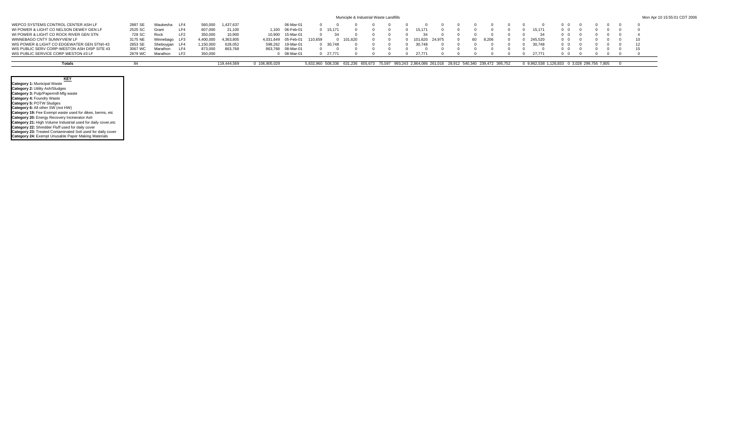| | | | | | | | | | | | | | | | | | | | | | | | | | | | | | |
|---|---|---|---|---|---|---|---|---|---|---|---|---|---|---|---|---|---|---|---|---|---|---|---|---|---|---|---|---|---|
| WEPCO SYSTEMS CONTROL CENTER ASH LF | 2887 SE | Waukesha | LF4 | 560,000 | 1,437,637 | | | 06-Mar-01 | 0 | 0 | 0 | 0 | 0 | 0 | 0 | 0 | 0 | 0 | 0 | 0 | 0 | 0 | 0 | 0 | 0 | 0 | 0 | 0 | 0 |
| WI POWER & LIGHT CO NELSON DEWEY GEN LF | 2525 SC | Grant | LF4 | 607,000 | 21,100 | | 1,100 | 06-Feb-01 | 0 | 15,171 | 0 | 0 | 0 | 0 | 15,171 | 0 | 0 | 0 | 0 | 0 | 0 | 15,171 | 0 | 0 | 0 | 0 | 0 | 0 | 0 |
| WI POWER & LIGHT CO ROCK RIVER GEN STN | 728 SC | Rock | LF2 | 350,000 | 10,900 | | 10,900 | 15-Mar-01 | 0 | 34 | 0 | 0 | 0 | 0 | 34 | 0 | 0 | 0 | 0 | 0 | 0 | 34 | 0 | 0 | 0 | 0 | 0 | 0 | 4 |
| WINNEBAGO CNTY SUNNYVIEW LF | 3175 NE | Winnebago | LF3 | 4,400,000 | 4,363,805 | | 4,031,649 | 05-Feb-01 | 110,659 | 0 | 101,620 | 0 | 0 | 0 | 101,620 | 24,975 | 0 | 60 | 8,206 | 0 | 0 | 245,520 | 0 | 0 | 0 | 0 | 0 | 0 | 10 |
| WIS POWER & LIGHT CO EDGEWATER GEN STN/I-43 | 2853 SE | Sheboygan | LF4 | 1,150,000 | 628,052 | | 598,262 | 19-Mar-01 | 0 | 30,748 | 0 | 0 | 0 | 0 | 30,748 | 0 | 0 | 0 | 0 | 0 | 0 | 30,748 | 0 | 0 | 0 | 0 | 0 | 0 | 12 |
| WIS PUBLIC SERV CORP-WESTON ASH DISP SITE #3 | 3067 WC | Marathon | LF4 | 873,000 | 863,768 | | 863,768 | 08-Mar-01 | 0 | 0 | 0 | 0 | 0 | 0 | 0 | 0 | 0 | 0 | 0 | 0 | 0 | 0 | 0 | 0 | 0 | 0 | 0 | 0 | 15 |
| WIS PUBLIC SERVICE CORP WESTON #3 LF | 2879 WC | Marathon | LF2 | 350,000 | | | 0 | 08-Mar-01 | 0 | 27,771 | 0 | 0 | 0 | 0 | 27,771 | 0 | 0 | 0 | 0 | 0 | 0 | 27,771 | 0 | 0 | 0 | 0 | 0 | 0 | 0 |
| **Totals** | 84 | | | | 119,444,569 | 0 | 106,905,029 | | 5,632,960 | 508,336 | 631,236 | 655,673 | 75,597 | 993,243 | 2,864,086 | 261,016 | 28,912 | 540,340 | 239,472 | 395,752 | 0 | 9,962,538 | 1,126,833 | 0 | 3,028 | 299,756 | 7,805 | 0 | |

**KEY**

**Category 1:** Municipal Waste
**Category 2:** Utility Ash/Sludges
**Category 3:** Pulp/Papermill Mfg waste
**Category 4:** Foundry Waste
**Category 5:** POTW Sludges
**Category 6:** All other SW (not HW)
**Category 19:** Fee Exempt waste used for dikes, berms, etc
**Category 20:** Energy Recovery Incinerator Ash
**Category 21:** High Volume Industrial used for daily cover,etc
**Category 22:** Shredder Fluff used for daily cover
**Category 23:** Treated Contaminated Soil used for daily cover
**Category 24:** Exempt Unusable Paper Making Materials